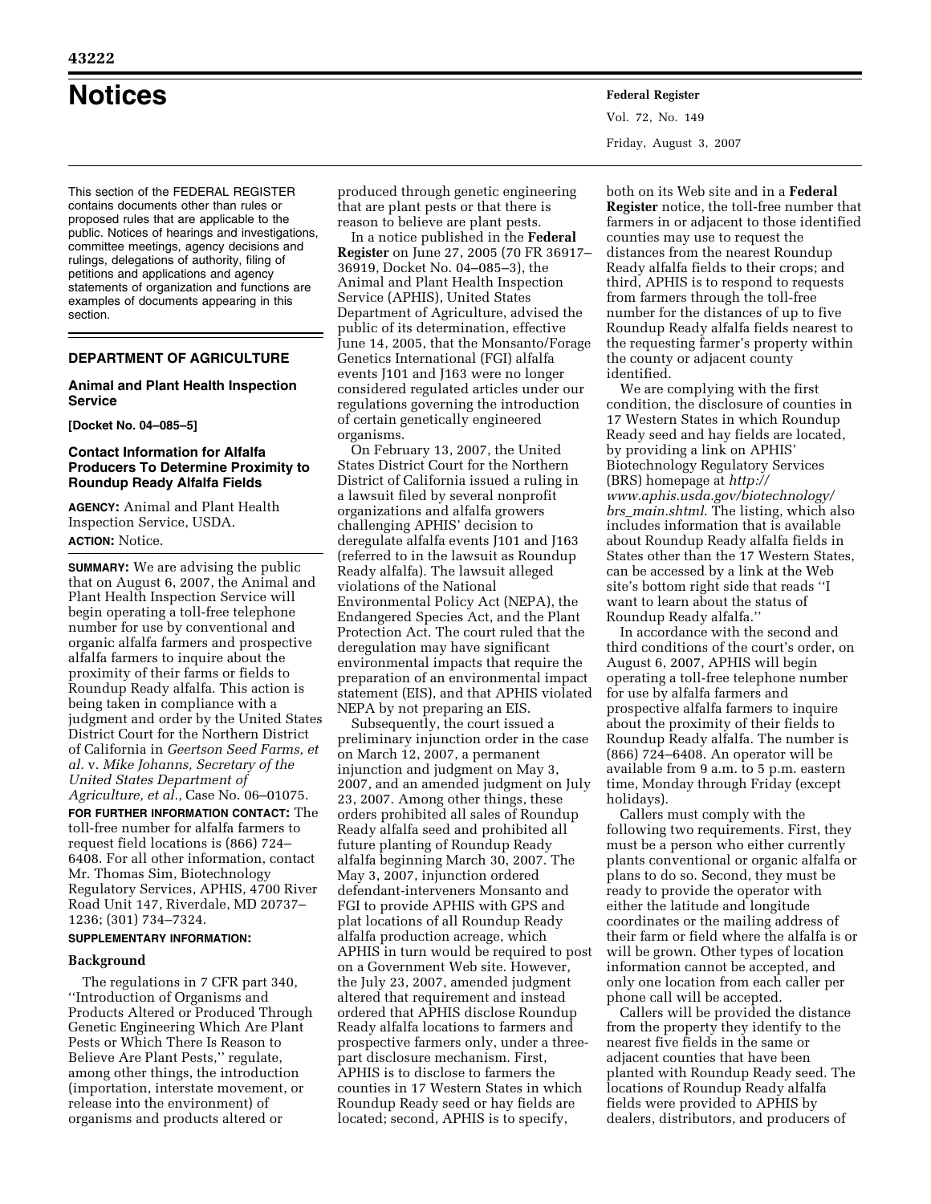# Notices

This section of the FEDERAL REGISTER contains documents other than rules or proposed rules that are applicable to the public. Notices of hearings and investigations, committee meetings, agency decisions and rulings, delegations of authority, filing of petitions and applications and agency statements of organization and functions are examples of documents appearing in this section.

## DEPARTMENT OF AGRICULTURE

### Animal and Plant Health Inspection Service

**[Docket No. 04–085–5]**

### Contact Information for Alfalfa Producers To Determine Proximity to Roundup Ready Alfalfa Fields

**AGENCY:** Animal and Plant Health Inspection Service, USDA.

**ACTION:** Notice.

**SUMMARY:** We are advising the public that on August 6, 2007, the Animal and Plant Health Inspection Service will begin operating a toll-free telephone number for use by conventional and organic alfalfa farmers and prospective alfalfa farmers to inquire about the proximity of their farms or fields to Roundup Ready alfalfa. This action is being taken in compliance with a judgment and order by the United States District Court for the Northern District of California in *Geertson Seed Farms, et al.* v. *Mike Johanns, Secretary of the United States Department of Agriculture, et al.*, Case No. 06–01075.

**FOR FURTHER INFORMATION CONTACT:** The toll-free number for alfalfa farmers to request field locations is (866) 724–6408. For all other information, contact Mr. Thomas Sim, Biotechnology Regulatory Services, APHIS, 4700 River Road Unit 147, Riverdale, MD 20737–1236; (301) 734–7324.

**SUPPLEMENTARY INFORMATION:**

#### Background

The regulations in 7 CFR part 340, ''Introduction of Organisms and Products Altered or Produced Through Genetic Engineering Which Are Plant Pests or Which There Is Reason to Believe Are Plant Pests,'' regulate, among other things, the introduction (importation, interstate movement, or release into the environment) of organisms and products altered or produced through genetic engineering that are plant pests or that there is reason to believe are plant pests.

In a notice published in the **Federal Register** on June 27, 2005 (70 FR 36917–36919, Docket No. 04–085–3), the Animal and Plant Health Inspection Service (APHIS), United States Department of Agriculture, advised the public of its determination, effective June 14, 2005, that the Monsanto/Forage Genetics International (FGI) alfalfa events J101 and J163 were no longer considered regulated articles under our regulations governing the introduction of certain genetically engineered organisms.

On February 13, 2007, the United States District Court for the Northern District of California issued a ruling in a lawsuit filed by several nonprofit organizations and alfalfa growers challenging APHIS' decision to deregulate alfalfa events J101 and J163 (referred to in the lawsuit as Roundup Ready alfalfa). The lawsuit alleged violations of the National Environmental Policy Act (NEPA), the Endangered Species Act, and the Plant Protection Act. The court ruled that the deregulation may have significant environmental impacts that require the preparation of an environmental impact statement (EIS), and that APHIS violated NEPA by not preparing an EIS.

Subsequently, the court issued a preliminary injunction order in the case on March 12, 2007, a permanent injunction and judgment on May 3, 2007, and an amended judgment on July 23, 2007. Among other things, these orders prohibited all sales of Roundup Ready alfalfa seed and prohibited all future planting of Roundup Ready alfalfa beginning March 30, 2007. The May 3, 2007, injunction ordered defendant-interveners Monsanto and FGI to provide APHIS with GPS and plat locations of all Roundup Ready alfalfa production acreage, which APHIS in turn would be required to post on a Government Web site. However, the July 23, 2007, amended judgment altered that requirement and instead ordered that APHIS disclose Roundup Ready alfalfa locations to farmers and prospective farmers only, under a three-part disclosure mechanism. First, APHIS is to disclose to farmers the counties in 17 Western States in which Roundup Ready seed or hay fields are located; second, APHIS is to specify, both on its Web site and in a **Federal Register** notice, the toll-free number that farmers in or adjacent to those identified counties may use to request the distances from the nearest Roundup Ready alfalfa fields to their crops; and third, APHIS is to respond to requests from farmers through the toll-free number for the distances of up to five Roundup Ready alfalfa fields nearest to the requesting farmer's property within the county or adjacent county identified.

We are complying with the first condition, the disclosure of counties in 17 Western States in which Roundup Ready seed and hay fields are located, by providing a link on APHIS' Biotechnology Regulatory Services (BRS) homepage at *http://www.aphis.usda.gov/biotechnology/brs_main.shtml*. The listing, which also includes information that is available about Roundup Ready alfalfa fields in States other than the 17 Western States, can be accessed by a link at the Web site's bottom right side that reads ''I want to learn about the status of Roundup Ready alfalfa.''

In accordance with the second and third conditions of the court's order, on August 6, 2007, APHIS will begin operating a toll-free telephone number for use by alfalfa farmers and prospective alfalfa farmers to inquire about the proximity of their fields to Roundup Ready alfalfa. The number is (866) 724–6408. An operator will be available from 9 a.m. to 5 p.m. eastern time, Monday through Friday (except holidays).

Callers must comply with the following two requirements. First, they must be a person who either currently plants conventional or organic alfalfa or plans to do so. Second, they must be ready to provide the operator with either the latitude and longitude coordinates or the mailing address of their farm or field where the alfalfa is or will be grown. Other types of location information cannot be accepted, and only one location from each caller per phone call will be accepted.

Callers will be provided the distance from the property they identify to the nearest five fields in the same or adjacent counties that have been planted with Roundup Ready seed. The locations of Roundup Ready alfalfa fields were provided to APHIS by dealers, distributors, and producers of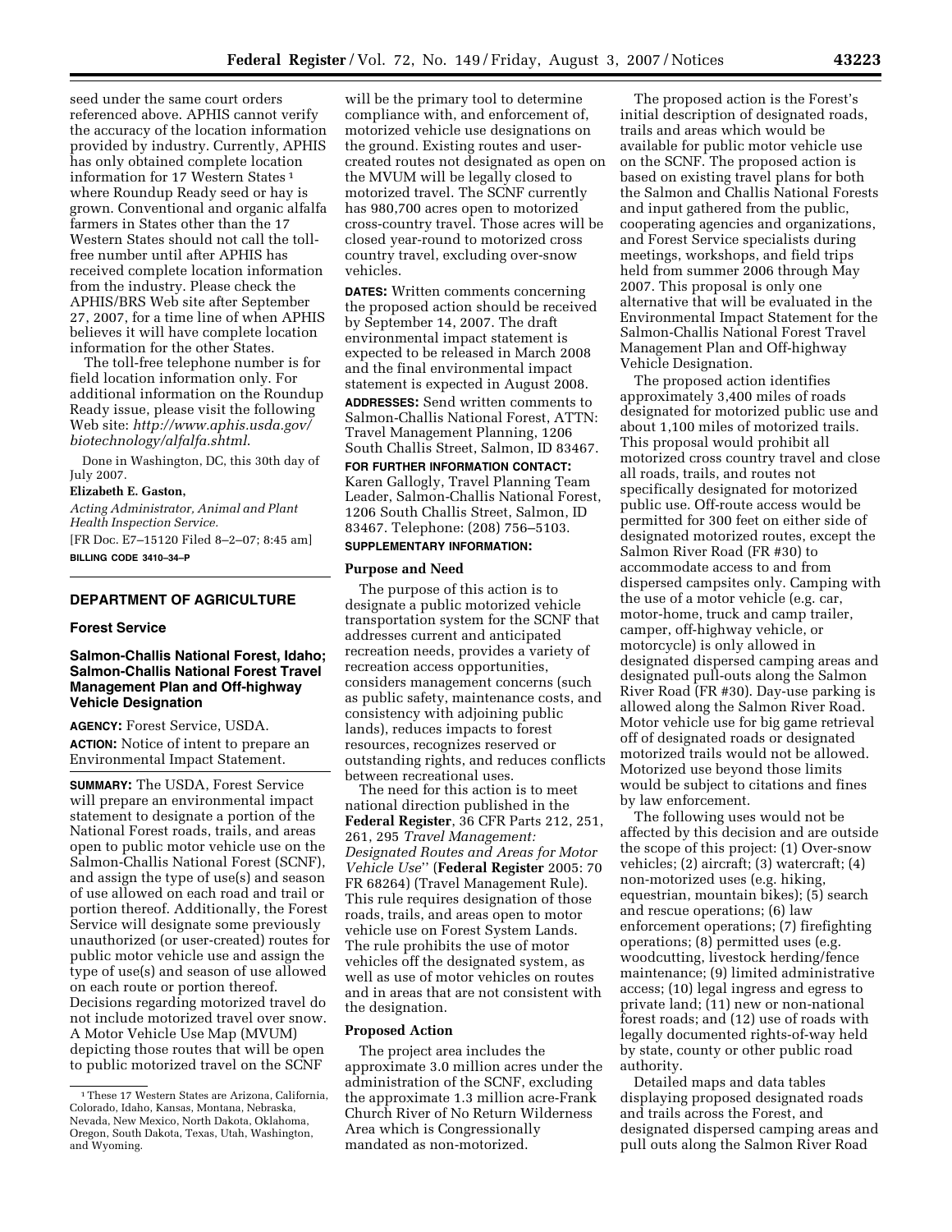seed under the same court orders referenced above. APHIS cannot verify the accuracy of the location information provided by industry. Currently, APHIS has only obtained complete location information for 17 Western States[1] where Roundup Ready seed or hay is grown. Conventional and organic alfalfa farmers in States other than the 17 Western States should not call the toll-free number until after APHIS has received complete location information from the industry. Please check the APHIS/BRS Web site after September 27, 2007, for a time line of when APHIS believes it will have complete location information for the other States.

The toll-free telephone number is for field location information only. For additional information on the Roundup Ready issue, please visit the following Web site: *http://www.aphis.usda.gov/biotechnology/alfalfa.shtml*.

Done in Washington, DC, this 30th day of July 2007.

**Elizabeth E. Gaston,**

*Acting Administrator, Animal and Plant Health Inspection Service.*

[FR Doc. E7–15120 Filed 8–2–07; 8:45 am]

**BILLING CODE 3410–34–P**

[1] These 17 Western States are Arizona, California, Colorado, Idaho, Kansas, Montana, Nebraska, Nevada, New Mexico, North Dakota, Oklahoma, Oregon, South Dakota, Texas, Utah, Washington, and Wyoming.

## DEPARTMENT OF AGRICULTURE

### Forest Service

### Salmon-Challis National Forest, Idaho; Salmon-Challis National Forest Travel Management Plan and Off-highway Vehicle Designation

**AGENCY:** Forest Service, USDA.

**ACTION:** Notice of intent to prepare an Environmental Impact Statement.

**SUMMARY:** The USDA, Forest Service will prepare an environmental impact statement to designate a portion of the National Forest roads, trails, and areas open to public motor vehicle use on the Salmon-Challis National Forest (SCNF), and assign the type of use(s) and season of use allowed on each road and trail or portion thereof. Additionally, the Forest Service will designate some previously unauthorized (or user-created) routes for public motor vehicle use and assign the type of use(s) and season of use allowed on each route or portion thereof. Decisions regarding motorized travel do not include motorized travel over snow. A Motor Vehicle Use Map (MVUM) depicting those routes that will be open to public motorized travel on the SCNF will be the primary tool to determine compliance with, and enforcement of, motorized vehicle use designations on the ground. Existing routes and user-created routes not designated as open on the MVUM will be legally closed to motorized travel. The SCNF currently has 980,700 acres open to motorized cross-country travel. Those acres will be closed year-round to motorized cross country travel, excluding over-snow vehicles.

**DATES:** Written comments concerning the proposed action should be received by September 14, 2007. The draft environmental impact statement is expected to be released in March 2008 and the final environmental impact statement is expected in August 2008.

**ADDRESSES:** Send written comments to Salmon-Challis National Forest, ATTN: Travel Management Planning, 1206 South Challis Street, Salmon, ID 83467.

**FOR FURTHER INFORMATION CONTACT:** Karen Gallogly, Travel Planning Team Leader, Salmon-Challis National Forest, 1206 South Challis Street, Salmon, ID 83467. Telephone: (208) 756–5103.

**SUPPLEMENTARY INFORMATION:**

#### Purpose and Need

The purpose of this action is to designate a public motorized vehicle transportation system for the SCNF that addresses current and anticipated recreation needs, provides a variety of recreation access opportunities, considers management concerns (such as public safety, maintenance costs, and consistency with adjoining public lands), reduces impacts to forest resources, recognizes reserved or outstanding rights, and reduces conflicts between recreational uses.

The need for this action is to meet national direction published in the **Federal Register**, 36 CFR Parts 212, 251, 261, 295 *Travel Management: Designated Routes and Areas for Motor Vehicle Use*'' (**Federal Register** 2005: 70 FR 68264) (Travel Management Rule). This rule requires designation of those roads, trails, and areas open to motor vehicle use on Forest System Lands. The rule prohibits the use of motor vehicles off the designated system, as well as use of motor vehicles on routes and in areas that are not consistent with the designation.

#### Proposed Action

The project area includes the approximate 3.0 million acres under the administration of the SCNF, excluding the approximate 1.3 million acre-Frank Church River of No Return Wilderness Area which is Congressionally mandated as non-motorized.

The proposed action is the Forest's initial description of designated roads, trails and areas which would be available for public motor vehicle use on the SCNF. The proposed action is based on existing travel plans for both the Salmon and Challis National Forests and input gathered from the public, cooperating agencies and organizations, and Forest Service specialists during meetings, workshops, and field trips held from summer 2006 through May 2007. This proposal is only one alternative that will be evaluated in the Environmental Impact Statement for the Salmon-Challis National Forest Travel Management Plan and Off-highway Vehicle Designation.

The proposed action identifies approximately 3,400 miles of roads designated for motorized public use and about 1,100 miles of motorized trails. This proposal would prohibit all motorized cross country travel and close all roads, trails, and routes not specifically designated for motorized public use. Off-route access would be permitted for 300 feet on either side of designated motorized routes, except the Salmon River Road (FR #30) to accommodate access to and from dispersed campsites only. Camping with the use of a motor vehicle (e.g. car, motor-home, truck and camp trailer, camper, off-highway vehicle, or motorcycle) is only allowed in designated dispersed camping areas and designated pull-outs along the Salmon River Road (FR #30). Day-use parking is allowed along the Salmon River Road. Motor vehicle use for big game retrieval off of designated roads or designated motorized trails would not be allowed. Motorized use beyond those limits would be subject to citations and fines by law enforcement.

The following uses would not be affected by this decision and are outside the scope of this project: (1) Over-snow vehicles; (2) aircraft; (3) watercraft; (4) non-motorized uses (e.g. hiking, equestrian, mountain bikes); (5) search and rescue operations; (6) law enforcement operations; (7) firefighting operations; (8) permitted uses (e.g. woodcutting, livestock herding/fence maintenance; (9) limited administrative access; (10) legal ingress and egress to private land; (11) new or non-national forest roads; and (12) use of roads with legally documented rights-of-way held by state, county or other public road authority.

Detailed maps and data tables displaying proposed designated roads and trails across the Forest, and designated dispersed camping areas and pull outs along the Salmon River Road